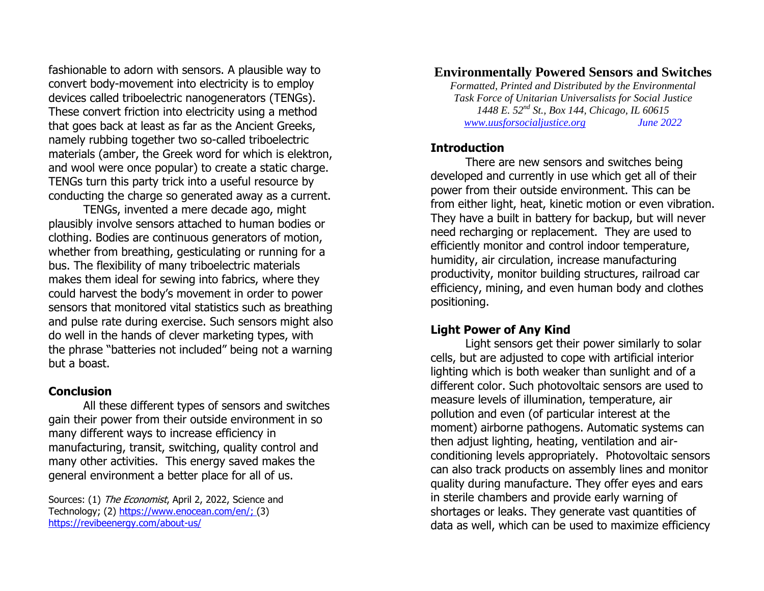# Environmentally Powered Sensors and Switches

*Formatted, Printed and Distributed by the Environmental Task Force of Unitarian Universalists for Social Justice*
*1448 E. 52nd St., Box 144, Chicago, IL 60615*
*www.uusforsocialjustice.org June 2022*

## Introduction

There are new sensors and switches being developed and currently in use which get all of their power from their outside environment. This can be from either light, heat, kinetic motion or even vibration. They have a built in battery for backup, but will never need recharging or replacement. They are used to efficiently monitor and control indoor temperature, humidity, air circulation, increase manufacturing productivity, monitor building structures, railroad car efficiency, mining, and even human body and clothes positioning.

## Light Power of Any Kind

Light sensors get their power similarly to solar cells, but are adjusted to cope with artificial interior lighting which is both weaker than sunlight and of a different color. Such photovoltaic sensors are used to measure levels of illumination, temperature, air pollution and even (of particular interest at the moment) airborne pathogens. Automatic systems can then adjust lighting, heating, ventilation and air-conditioning levels appropriately. Photovoltaic sensors can also track products on assembly lines and monitor quality during manufacture. They offer eyes and ears in sterile chambers and provide early warning of shortages or leaks. They generate vast quantities of data as well, which can be used to maximize efficiency

fashionable to adorn with sensors. A plausible way to convert body-movement into electricity is to employ devices called triboelectric nanogenerators (TENGs). These convert friction into electricity using a method that goes back at least as far as the Ancient Greeks, namely rubbing together two so-called triboelectric materials (amber, the Greek word for which is elektron, and wool were once popular) to create a static charge. TENGs turn this party trick into a useful resource by conducting the charge so generated away as a current.

TENGs, invented a mere decade ago, might plausibly involve sensors attached to human bodies or clothing. Bodies are continuous generators of motion, whether from breathing, gesticulating or running for a bus. The flexibility of many triboelectric materials makes them ideal for sewing into fabrics, where they could harvest the body's movement in order to power sensors that monitored vital statistics such as breathing and pulse rate during exercise. Such sensors might also do well in the hands of clever marketing types, with the phrase "batteries not included" being not a warning but a boast.

## Conclusion

All these different types of sensors and switches gain their power from their outside environment in so many different ways to increase efficiency in manufacturing, transit, switching, quality control and many other activities. This energy saved makes the general environment a better place for all of us.

Sources: (1) *The Economist*, April 2, 2022, Science and Technology; (2) https://www.enocean.com/en/; (3) https://revibeenergy.com/about-us/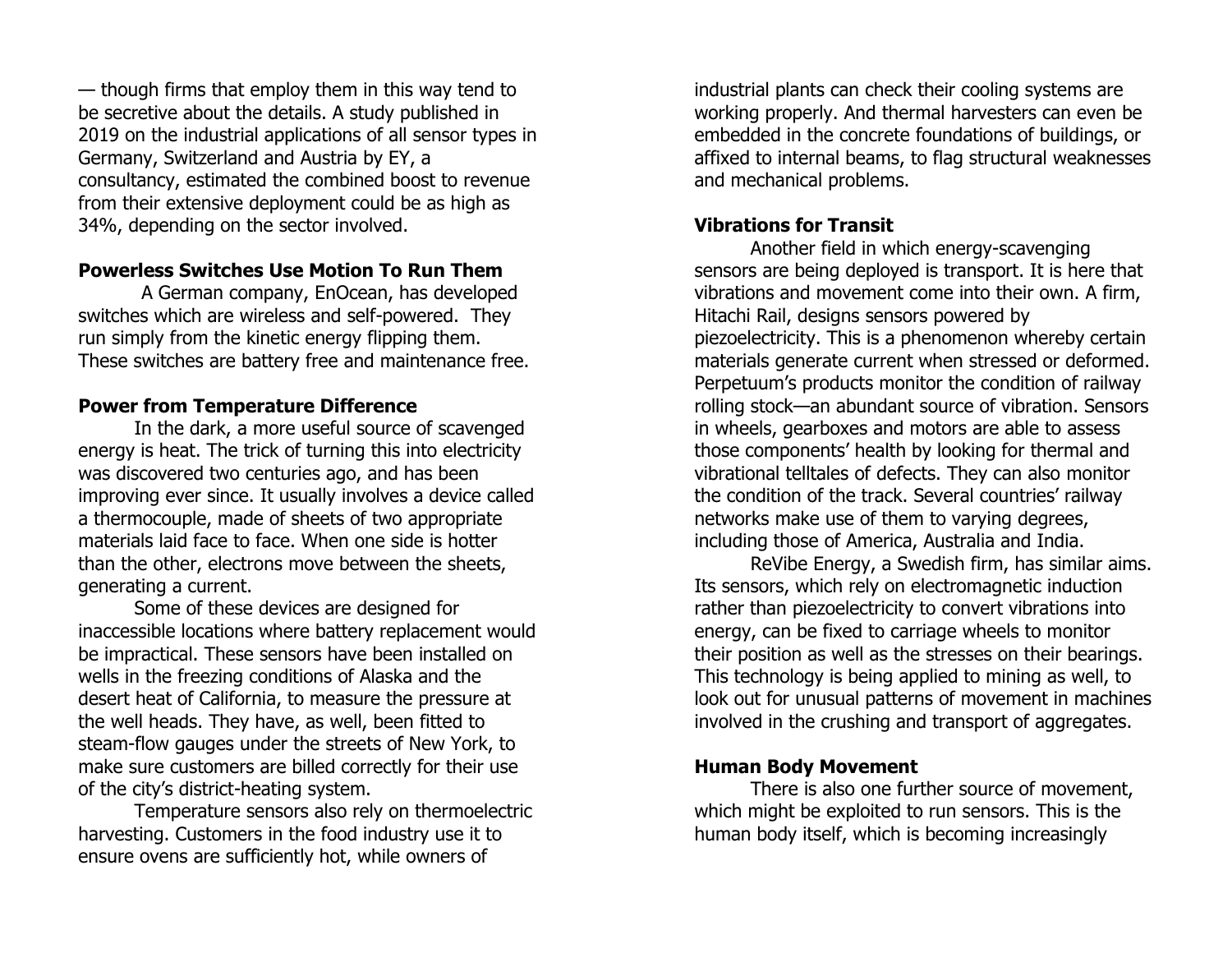— though firms that employ them in this way tend to be secretive about the details. A study published in 2019 on the industrial applications of all sensor types in Germany, Switzerland and Austria by EY, a consultancy, estimated the combined boost to revenue from their extensive deployment could be as high as 34%, depending on the sector involved.

**Powerless Switches Use Motion To Run Them**

A German company, EnOcean, has developed switches which are wireless and self-powered. They run simply from the kinetic energy flipping them. These switches are battery free and maintenance free.

**Power from Temperature Difference**

In the dark, a more useful source of scavenged energy is heat. The trick of turning this into electricity was discovered two centuries ago, and has been improving ever since. It usually involves a device called a thermocouple, made of sheets of two appropriate materials laid face to face. When one side is hotter than the other, electrons move between the sheets, generating a current.

Some of these devices are designed for inaccessible locations where battery replacement would be impractical. These sensors have been installed on wells in the freezing conditions of Alaska and the desert heat of California, to measure the pressure at the well heads. They have, as well, been fitted to steam-flow gauges under the streets of New York, to make sure customers are billed correctly for their use of the city's district-heating system.

Temperature sensors also rely on thermoelectric harvesting. Customers in the food industry use it to ensure ovens are sufficiently hot, while owners of industrial plants can check their cooling systems are working properly. And thermal harvesters can even be embedded in the concrete foundations of buildings, or affixed to internal beams, to flag structural weaknesses and mechanical problems.

**Vibrations for Transit**

Another field in which energy-scavenging sensors are being deployed is transport. It is here that vibrations and movement come into their own. A firm, Hitachi Rail, designs sensors powered by piezoelectricity. This is a phenomenon whereby certain materials generate current when stressed or deformed. Perpetuum's products monitor the condition of railway rolling stock—an abundant source of vibration. Sensors in wheels, gearboxes and motors are able to assess those components' health by looking for thermal and vibrational telltales of defects. They can also monitor the condition of the track. Several countries' railway networks make use of them to varying degrees, including those of America, Australia and India.

ReVibe Energy, a Swedish firm, has similar aims. Its sensors, which rely on electromagnetic induction rather than piezoelectricity to convert vibrations into energy, can be fixed to carriage wheels to monitor their position as well as the stresses on their bearings. This technology is being applied to mining as well, to look out for unusual patterns of movement in machines involved in the crushing and transport of aggregates.

**Human Body Movement**

There is also one further source of movement, which might be exploited to run sensors. This is the human body itself, which is becoming increasingly